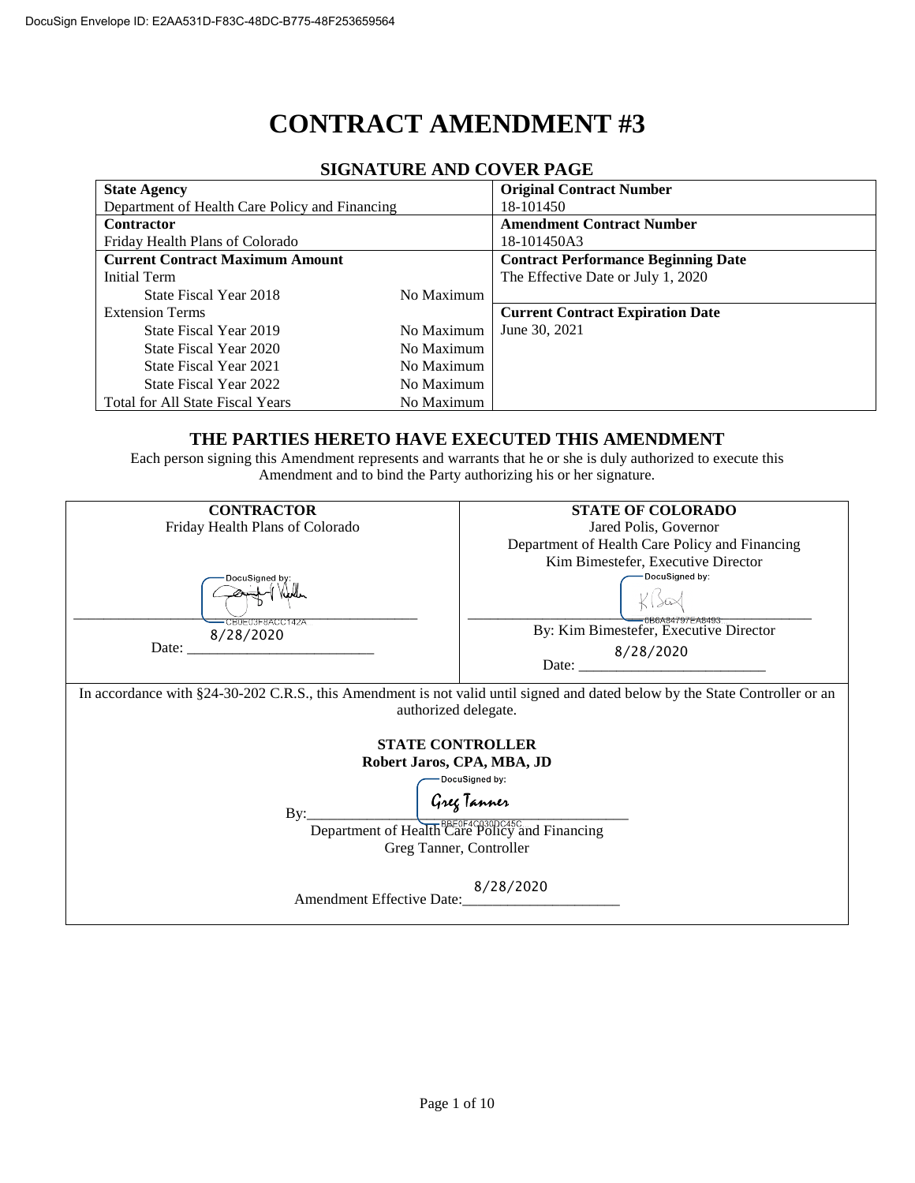DocuSign Envelope ID: E2AA531D-F83C-48DC-B775-48F253659564

# CONTRACT AMENDMENT #3

## SIGNATURE AND COVER PAGE

| **State Agency**<br>Department of Health Care Policy and Financing | | **Original Contract Number**<br>18-101450 |
|---|---|---|
| **Contractor**<br>Friday Health Plans of Colorado | | **Amendment Contract Number**<br>18-101450A3 |
| **Current Contract Maximum Amount** | | **Contract Performance Beginning Date**<br>The Effective Date or July 1, 2020 |
| Initial Term | | |
| State Fiscal Year 2018 | No Maximum | |
| Extension Terms | | **Current Contract Expiration Date**<br>June 30, 2021 |
| State Fiscal Year 2019 | No Maximum | |
| State Fiscal Year 2020 | No Maximum | |
| State Fiscal Year 2021 | No Maximum | |
| State Fiscal Year 2022 | No Maximum | |
| Total for All State Fiscal Years | No Maximum | |

### THE PARTIES HERETO HAVE EXECUTED THIS AMENDMENT

Each person signing this Amendment represents and warrants that he or she is duly authorized to execute this Amendment and to bind the Party authorizing his or her signature.

| **CONTRACTOR** | **STATE OF COLORADO** |
|---|---|
| Friday Health Plans of Colorado | Jared Polis, Governor<br>Department of Health Care Policy and Financing<br>Kim Bimestefer, Executive Director |
| DocuSigned by: [signature] CB0E03F8ACC142A | DocuSigned by: [signature] 0B0A84797EA8493<br>By: Kim Bimestefer, Executive Director |
| Date: 8/28/2020 | Date: 8/28/2020 |

In accordance with §24-30-202 C.R.S., this Amendment is not valid until signed and dated below by the State Controller or an authorized delegate.

**STATE CONTROLLER**
**Robert Jaros, CPA, MBA, JD**

By: DocuSigned by: Greg Tanner BBF0F4C030DC45C
Department of Health Care Policy and Financing
Greg Tanner, Controller

Amendment Effective Date: 8/28/2020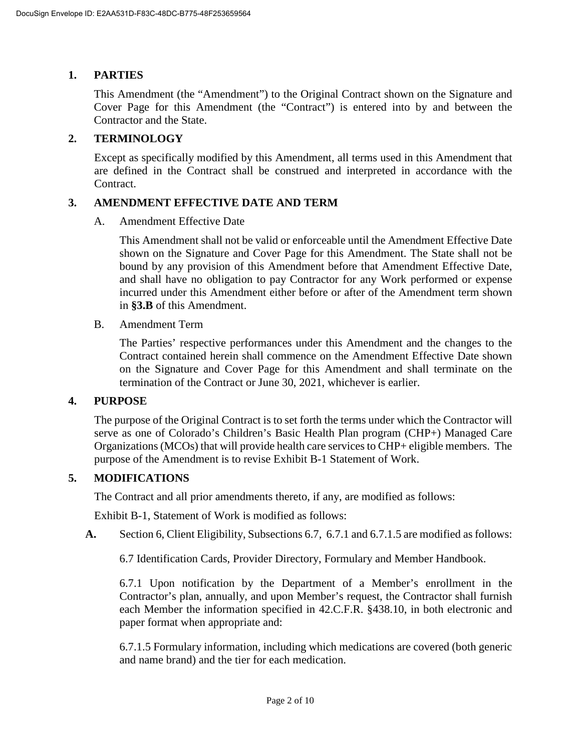## 1. PARTIES

This Amendment (the "Amendment") to the Original Contract shown on the Signature and Cover Page for this Amendment (the "Contract") is entered into by and between the Contractor and the State.

## 2. TERMINOLOGY

Except as specifically modified by this Amendment, all terms used in this Amendment that are defined in the Contract shall be construed and interpreted in accordance with the Contract.

## 3. AMENDMENT EFFECTIVE DATE AND TERM

A. Amendment Effective Date

This Amendment shall not be valid or enforceable until the Amendment Effective Date shown on the Signature and Cover Page for this Amendment. The State shall not be bound by any provision of this Amendment before that Amendment Effective Date, and shall have no obligation to pay Contractor for any Work performed or expense incurred under this Amendment either before or after of the Amendment term shown in **§3.B** of this Amendment.

B. Amendment Term

The Parties' respective performances under this Amendment and the changes to the Contract contained herein shall commence on the Amendment Effective Date shown on the Signature and Cover Page for this Amendment and shall terminate on the termination of the Contract or June 30, 2021, whichever is earlier.

## 4. PURPOSE

The purpose of the Original Contract is to set forth the terms under which the Contractor will serve as one of Colorado's Children's Basic Health Plan program (CHP+) Managed Care Organizations (MCOs) that will provide health care services to CHP+ eligible members. The purpose of the Amendment is to revise Exhibit B-1 Statement of Work.

## 5. MODIFICATIONS

The Contract and all prior amendments thereto, if any, are modified as follows:

Exhibit B-1, Statement of Work is modified as follows:

**A.** Section 6, Client Eligibility, Subsections 6.7, 6.7.1 and 6.7.1.5 are modified as follows:

6.7 Identification Cards, Provider Directory, Formulary and Member Handbook.

6.7.1 Upon notification by the Department of a Member's enrollment in the Contractor's plan, annually, and upon Member's request, the Contractor shall furnish each Member the information specified in 42.C.F.R. §438.10, in both electronic and paper format when appropriate and:

6.7.1.5 Formulary information, including which medications are covered (both generic and name brand) and the tier for each medication.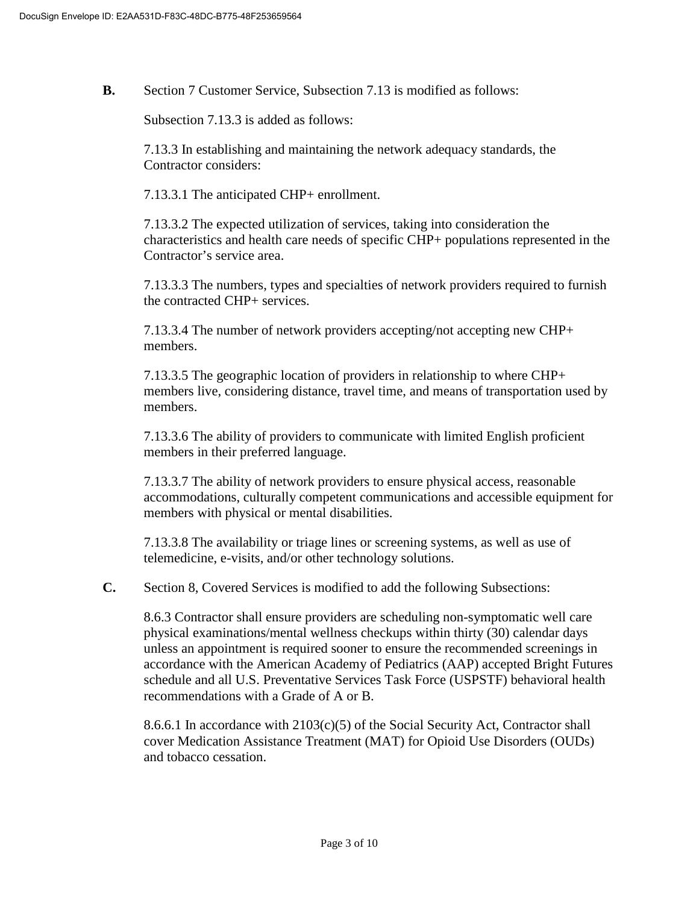**B.** Section 7 Customer Service, Subsection 7.13 is modified as follows:

Subsection 7.13.3 is added as follows:

7.13.3 In establishing and maintaining the network adequacy standards, the Contractor considers:

7.13.3.1 The anticipated CHP+ enrollment.

7.13.3.2 The expected utilization of services, taking into consideration the characteristics and health care needs of specific CHP+ populations represented in the Contractor's service area.

7.13.3.3 The numbers, types and specialties of network providers required to furnish the contracted CHP+ services.

7.13.3.4 The number of network providers accepting/not accepting new CHP+ members.

7.13.3.5 The geographic location of providers in relationship to where CHP+ members live, considering distance, travel time, and means of transportation used by members.

7.13.3.6 The ability of providers to communicate with limited English proficient members in their preferred language.

7.13.3.7 The ability of network providers to ensure physical access, reasonable accommodations, culturally competent communications and accessible equipment for members with physical or mental disabilities.

7.13.3.8 The availability or triage lines or screening systems, as well as use of telemedicine, e-visits, and/or other technology solutions.

**C.** Section 8, Covered Services is modified to add the following Subsections:

8.6.3 Contractor shall ensure providers are scheduling non-symptomatic well care physical examinations/mental wellness checkups within thirty (30) calendar days unless an appointment is required sooner to ensure the recommended screenings in accordance with the American Academy of Pediatrics (AAP) accepted Bright Futures schedule and all U.S. Preventative Services Task Force (USPSTF) behavioral health recommendations with a Grade of A or B.

8.6.6.1 In accordance with 2103(c)(5) of the Social Security Act, Contractor shall cover Medication Assistance Treatment (MAT) for Opioid Use Disorders (OUDs) and tobacco cessation.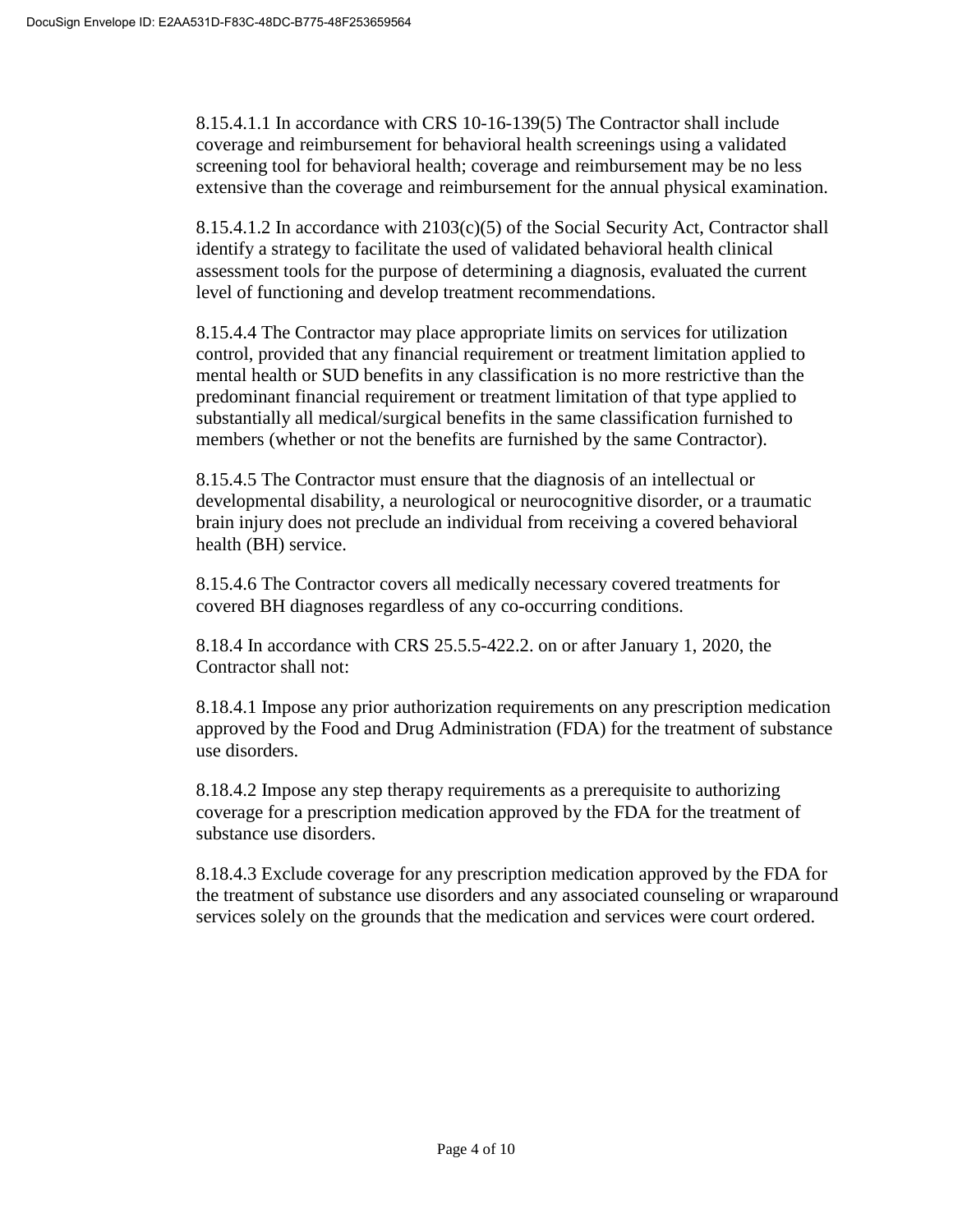8.15.4.1.1 In accordance with CRS 10-16-139(5) The Contractor shall include coverage and reimbursement for behavioral health screenings using a validated screening tool for behavioral health; coverage and reimbursement may be no less extensive than the coverage and reimbursement for the annual physical examination.

8.15.4.1.2 In accordance with 2103(c)(5) of the Social Security Act, Contractor shall identify a strategy to facilitate the used of validated behavioral health clinical assessment tools for the purpose of determining a diagnosis, evaluated the current level of functioning and develop treatment recommendations.

8.15.4.4 The Contractor may place appropriate limits on services for utilization control, provided that any financial requirement or treatment limitation applied to mental health or SUD benefits in any classification is no more restrictive than the predominant financial requirement or treatment limitation of that type applied to substantially all medical/surgical benefits in the same classification furnished to members (whether or not the benefits are furnished by the same Contractor).

8.15.4.5 The Contractor must ensure that the diagnosis of an intellectual or developmental disability, a neurological or neurocognitive disorder, or a traumatic brain injury does not preclude an individual from receiving a covered behavioral health (BH) service.

8.15.4.6 The Contractor covers all medically necessary covered treatments for covered BH diagnoses regardless of any co-occurring conditions.

8.18.4 In accordance with CRS 25.5.5-422.2. on or after January 1, 2020, the Contractor shall not:

8.18.4.1 Impose any prior authorization requirements on any prescription medication approved by the Food and Drug Administration (FDA) for the treatment of substance use disorders.

8.18.4.2 Impose any step therapy requirements as a prerequisite to authorizing coverage for a prescription medication approved by the FDA for the treatment of substance use disorders.

8.18.4.3 Exclude coverage for any prescription medication approved by the FDA for the treatment of substance use disorders and any associated counseling or wraparound services solely on the grounds that the medication and services were court ordered.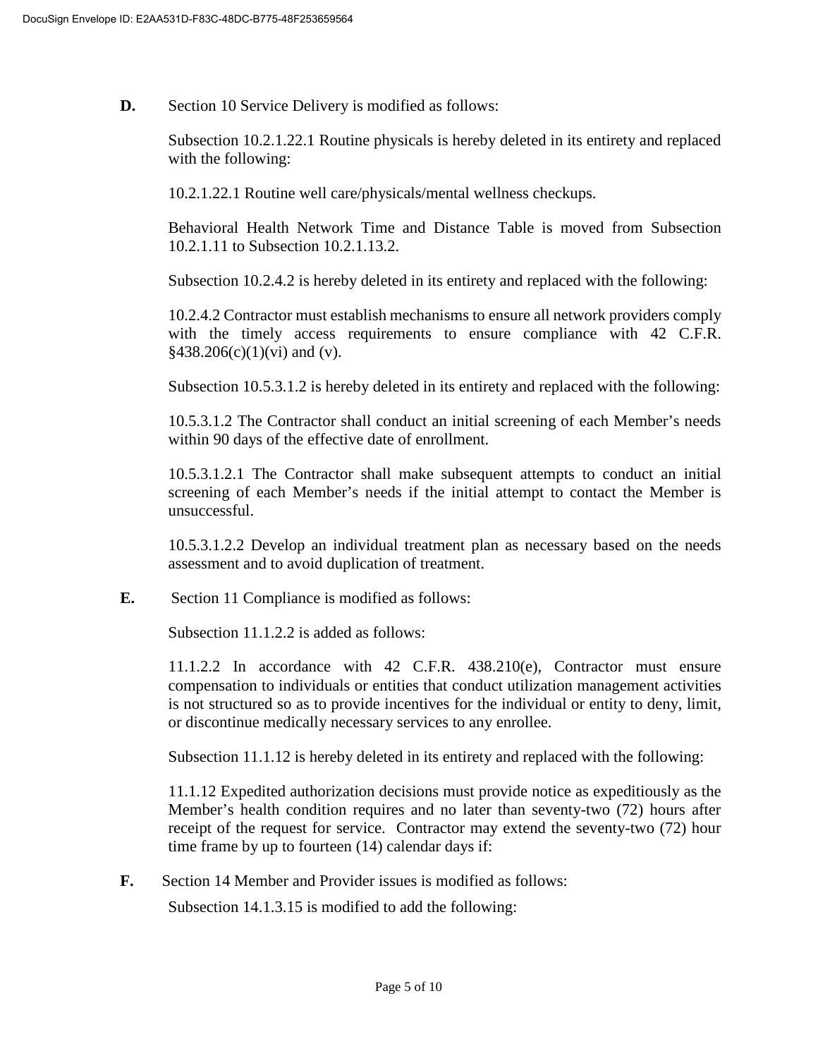**D.** Section 10 Service Delivery is modified as follows:

Subsection 10.2.1.22.1 Routine physicals is hereby deleted in its entirety and replaced with the following:

10.2.1.22.1 Routine well care/physicals/mental wellness checkups.

Behavioral Health Network Time and Distance Table is moved from Subsection 10.2.1.11 to Subsection 10.2.1.13.2.

Subsection 10.2.4.2 is hereby deleted in its entirety and replaced with the following:

10.2.4.2 Contractor must establish mechanisms to ensure all network providers comply with the timely access requirements to ensure compliance with 42 C.F.R. §438.206(c)(1)(vi) and (v).

Subsection 10.5.3.1.2 is hereby deleted in its entirety and replaced with the following:

10.5.3.1.2 The Contractor shall conduct an initial screening of each Member's needs within 90 days of the effective date of enrollment.

10.5.3.1.2.1 The Contractor shall make subsequent attempts to conduct an initial screening of each Member's needs if the initial attempt to contact the Member is unsuccessful.

10.5.3.1.2.2 Develop an individual treatment plan as necessary based on the needs assessment and to avoid duplication of treatment.

**E.** Section 11 Compliance is modified as follows:

Subsection 11.1.2.2 is added as follows:

11.1.2.2 In accordance with 42 C.F.R. 438.210(e), Contractor must ensure compensation to individuals or entities that conduct utilization management activities is not structured so as to provide incentives for the individual or entity to deny, limit, or discontinue medically necessary services to any enrollee.

Subsection 11.1.12 is hereby deleted in its entirety and replaced with the following:

11.1.12 Expedited authorization decisions must provide notice as expeditiously as the Member's health condition requires and no later than seventy-two (72) hours after receipt of the request for service. Contractor may extend the seventy-two (72) hour time frame by up to fourteen (14) calendar days if:

**F.** Section 14 Member and Provider issues is modified as follows:

Subsection 14.1.3.15 is modified to add the following: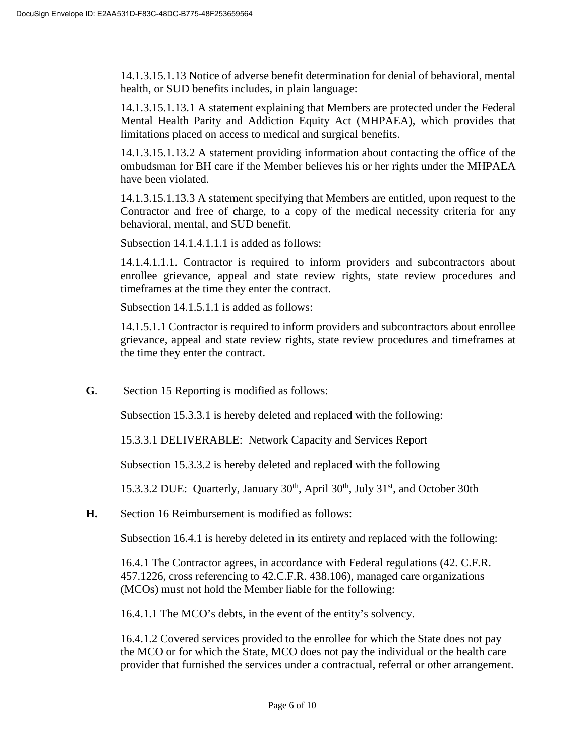14.1.3.15.1.13 Notice of adverse benefit determination for denial of behavioral, mental health, or SUD benefits includes, in plain language:

14.1.3.15.1.13.1 A statement explaining that Members are protected under the Federal Mental Health Parity and Addiction Equity Act (MHPAEA), which provides that limitations placed on access to medical and surgical benefits.

14.1.3.15.1.13.2 A statement providing information about contacting the office of the ombudsman for BH care if the Member believes his or her rights under the MHPAEA have been violated.

14.1.3.15.1.13.3 A statement specifying that Members are entitled, upon request to the Contractor and free of charge, to a copy of the medical necessity criteria for any behavioral, mental, and SUD benefit.

Subsection 14.1.4.1.1.1 is added as follows:

14.1.4.1.1.1. Contractor is required to inform providers and subcontractors about enrollee grievance, appeal and state review rights, state review procedures and timeframes at the time they enter the contract.

Subsection 14.1.5.1.1 is added as follows:

14.1.5.1.1 Contractor is required to inform providers and subcontractors about enrollee grievance, appeal and state review rights, state review procedures and timeframes at the time they enter the contract.

**G**. Section 15 Reporting is modified as follows:

Subsection 15.3.3.1 is hereby deleted and replaced with the following:

15.3.3.1 DELIVERABLE: Network Capacity and Services Report

Subsection 15.3.3.2 is hereby deleted and replaced with the following

15.3.3.2 DUE: Quarterly, January 30th, April 30th, July 31st, and October 30th

**H.** Section 16 Reimbursement is modified as follows:

Subsection 16.4.1 is hereby deleted in its entirety and replaced with the following:

16.4.1 The Contractor agrees, in accordance with Federal regulations (42. C.F.R. 457.1226, cross referencing to 42.C.F.R. 438.106), managed care organizations (MCOs) must not hold the Member liable for the following:

16.4.1.1 The MCO's debts, in the event of the entity's solvency.

16.4.1.2 Covered services provided to the enrollee for which the State does not pay the MCO or for which the State, MCO does not pay the individual or the health care provider that furnished the services under a contractual, referral or other arrangement.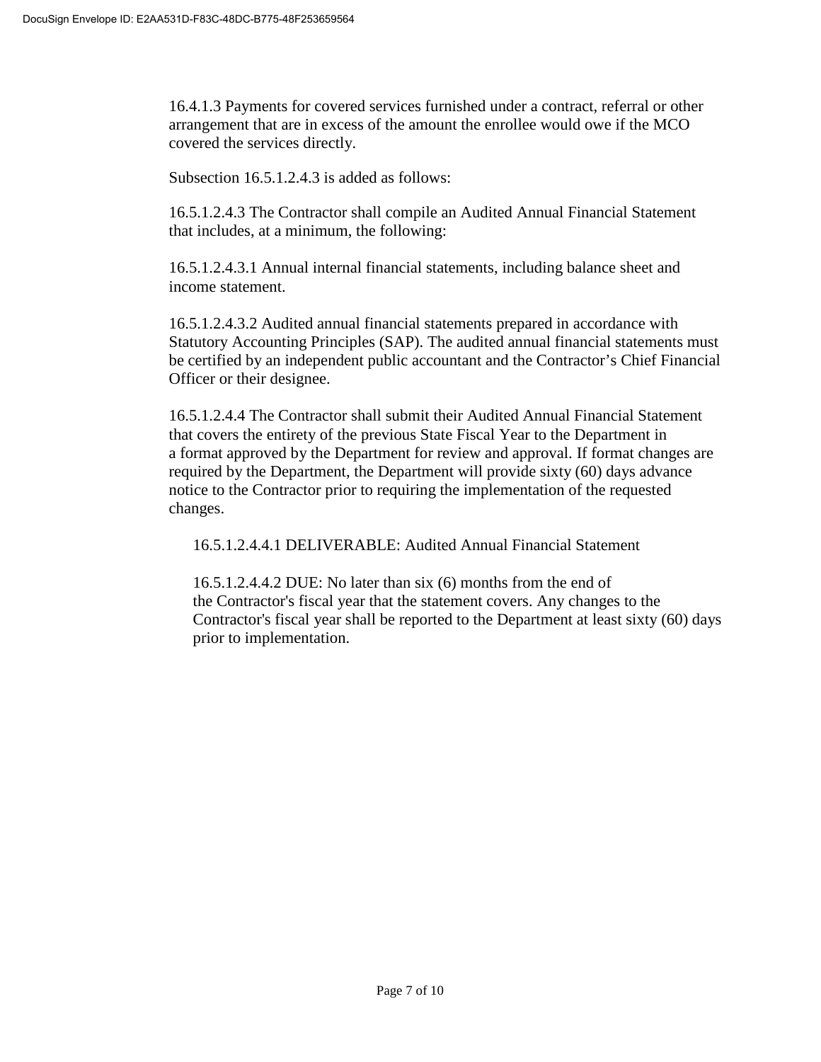16.4.1.3 Payments for covered services furnished under a contract, referral or other arrangement that are in excess of the amount the enrollee would owe if the MCO covered the services directly.

Subsection 16.5.1.2.4.3 is added as follows:

16.5.1.2.4.3 The Contractor shall compile an Audited Annual Financial Statement that includes, at a minimum, the following:

16.5.1.2.4.3.1 Annual internal financial statements, including balance sheet and income statement.

16.5.1.2.4.3.2 Audited annual financial statements prepared in accordance with Statutory Accounting Principles (SAP). The audited annual financial statements must be certified by an independent public accountant and the Contractor's Chief Financial Officer or their designee.

16.5.1.2.4.4 The Contractor shall submit their Audited Annual Financial Statement that covers the entirety of the previous State Fiscal Year to the Department in a format approved by the Department for review and approval. If format changes are required by the Department, the Department will provide sixty (60) days advance notice to the Contractor prior to requiring the implementation of the requested changes.

16.5.1.2.4.4.1 DELIVERABLE: Audited Annual Financial Statement

16.5.1.2.4.4.2 DUE: No later than six (6) months from the end of the Contractor's fiscal year that the statement covers. Any changes to the Contractor's fiscal year shall be reported to the Department at least sixty (60) days prior to implementation.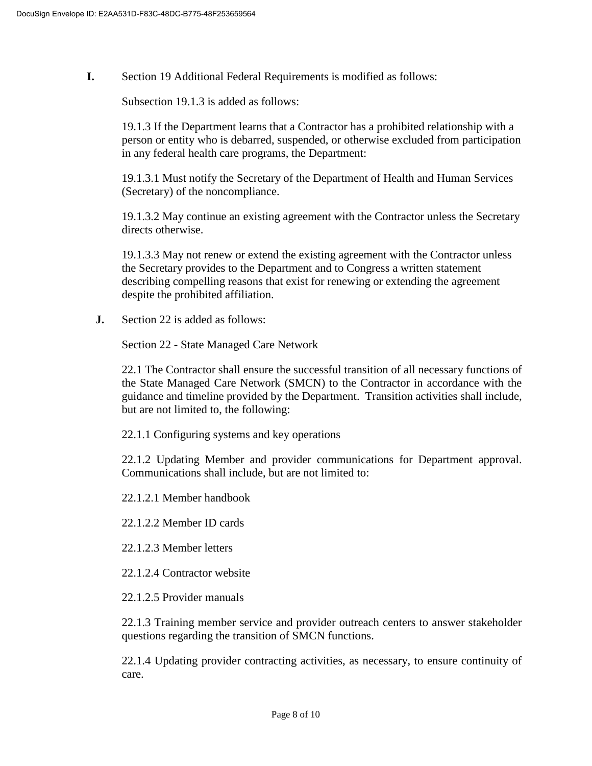**I.** Section 19 Additional Federal Requirements is modified as follows:

Subsection 19.1.3 is added as follows:

19.1.3 If the Department learns that a Contractor has a prohibited relationship with a person or entity who is debarred, suspended, or otherwise excluded from participation in any federal health care programs, the Department:

19.1.3.1 Must notify the Secretary of the Department of Health and Human Services (Secretary) of the noncompliance.

19.1.3.2 May continue an existing agreement with the Contractor unless the Secretary directs otherwise.

19.1.3.3 May not renew or extend the existing agreement with the Contractor unless the Secretary provides to the Department and to Congress a written statement describing compelling reasons that exist for renewing or extending the agreement despite the prohibited affiliation.

**J.** Section 22 is added as follows:

Section 22 - State Managed Care Network

22.1 The Contractor shall ensure the successful transition of all necessary functions of the State Managed Care Network (SMCN) to the Contractor in accordance with the guidance and timeline provided by the Department. Transition activities shall include, but are not limited to, the following:

22.1.1 Configuring systems and key operations

22.1.2 Updating Member and provider communications for Department approval. Communications shall include, but are not limited to:

22.1.2.1 Member handbook

22.1.2.2 Member ID cards

22.1.2.3 Member letters

22.1.2.4 Contractor website

22.1.2.5 Provider manuals

22.1.3 Training member service and provider outreach centers to answer stakeholder questions regarding the transition of SMCN functions.

22.1.4 Updating provider contracting activities, as necessary, to ensure continuity of care.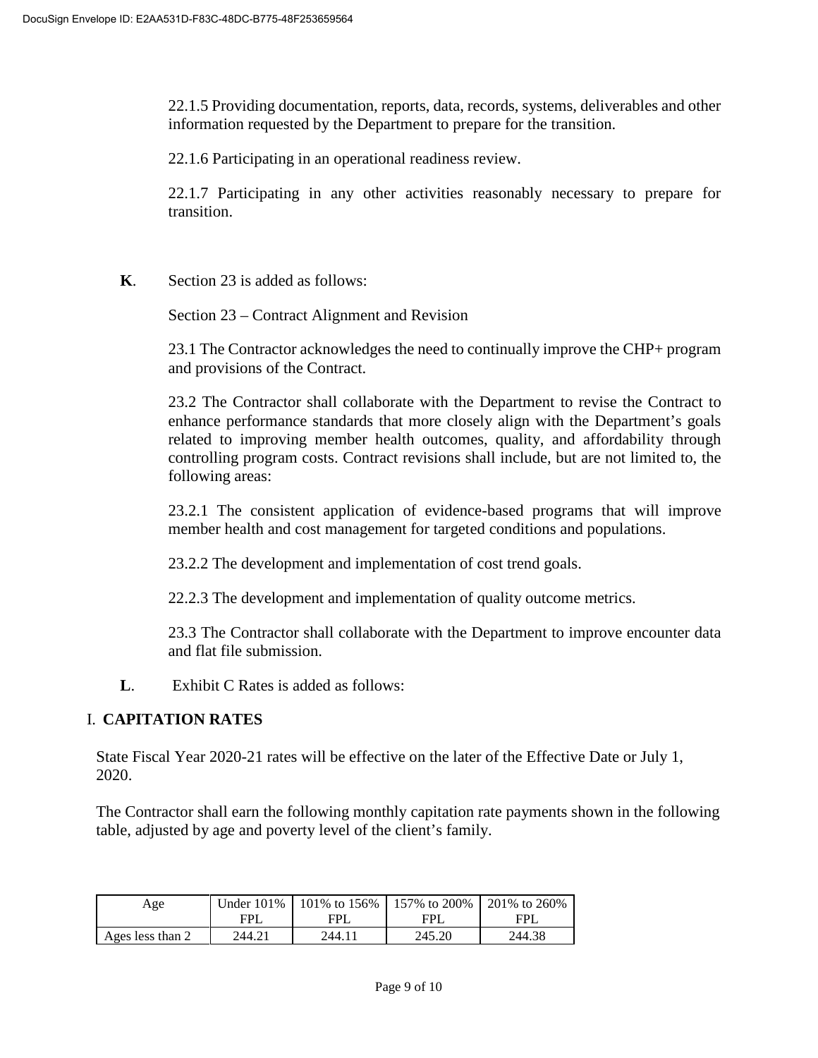22.1.5 Providing documentation, reports, data, records, systems, deliverables and other information requested by the Department to prepare for the transition.

22.1.6 Participating in an operational readiness review.

22.1.7 Participating in any other activities reasonably necessary to prepare for transition.

**K**. Section 23 is added as follows:

Section 23 – Contract Alignment and Revision

23.1 The Contractor acknowledges the need to continually improve the CHP+ program and provisions of the Contract.

23.2 The Contractor shall collaborate with the Department to revise the Contract to enhance performance standards that more closely align with the Department's goals related to improving member health outcomes, quality, and affordability through controlling program costs. Contract revisions shall include, but are not limited to, the following areas:

23.2.1 The consistent application of evidence-based programs that will improve member health and cost management for targeted conditions and populations.

23.2.2 The development and implementation of cost trend goals.

22.2.3 The development and implementation of quality outcome metrics.

23.3 The Contractor shall collaborate with the Department to improve encounter data and flat file submission.

**L**. Exhibit C Rates is added as follows:

I. **CAPITATION RATES**

State Fiscal Year 2020-21 rates will be effective on the later of the Effective Date or July 1, 2020.

The Contractor shall earn the following monthly capitation rate payments shown in the following table, adjusted by age and poverty level of the client's family.

| Age | Under 101% FPL | 101% to 156% FPL | 157% to 200% FPL | 201% to 260% FPL |
|---|---|---|---|---|
| Ages less than 2 | 244.21 | 244.11 | 245.20 | 244.38 |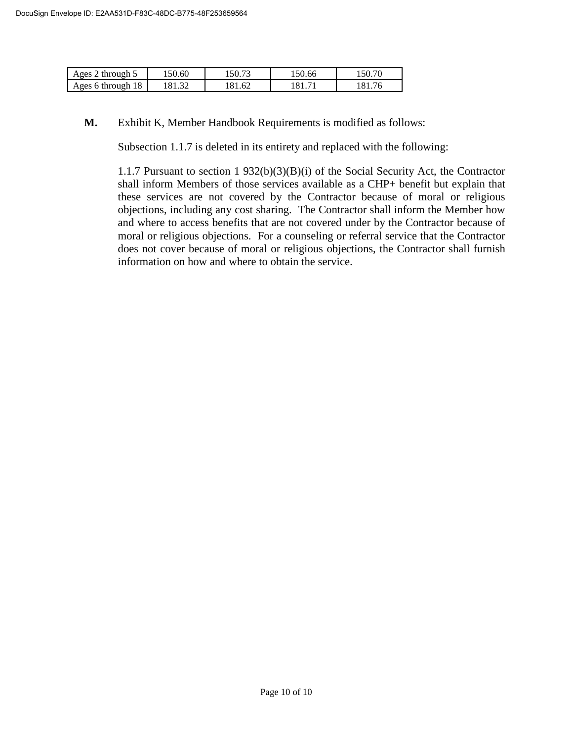| | | | | |
|---|---|---|---|---|
| Ages 2 through 5 | 150.60 | 150.73 | 150.66 | 150.70 |
| Ages 6 through 18 | 181.32 | 181.62 | 181.71 | 181.76 |

**M.** Exhibit K, Member Handbook Requirements is modified as follows:

Subsection 1.1.7 is deleted in its entirety and replaced with the following:

1.1.7 Pursuant to section 1 932(b)(3)(B)(i) of the Social Security Act, the Contractor shall inform Members of those services available as a CHP+ benefit but explain that these services are not covered by the Contractor because of moral or religious objections, including any cost sharing. The Contractor shall inform the Member how and where to access benefits that are not covered under by the Contractor because of moral or religious objections. For a counseling or referral service that the Contractor does not cover because of moral or religious objections, the Contractor shall furnish information on how and where to obtain the service.